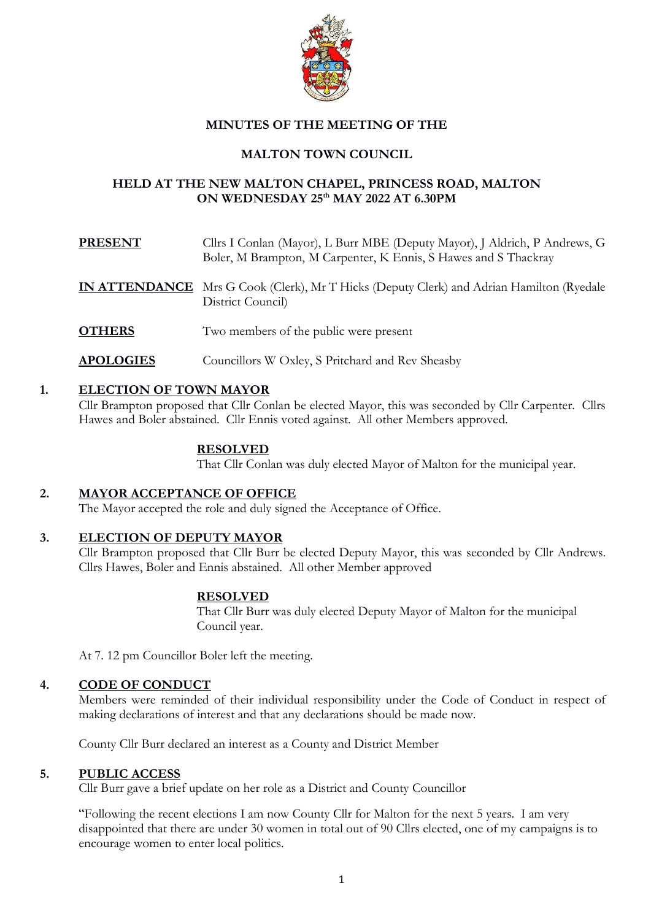**MINUTES OF THE MEETING OF THE**

**MALTON TOWN COUNCIL**

**HELD AT THE NEW MALTON CHAPEL, PRINCESS ROAD, MALTON ON WEDNESDAY 25th MAY 2022 AT 6.30PM**

| | |
|---|---|
| **PRESENT** | Cllrs I Conlan (Mayor), L Burr MBE (Deputy Mayor), J Aldrich, P Andrews, G Boler, M Brampton, M Carpenter, K Ennis, S Hawes and S Thackray |
| **IN ATTENDANCE** | Mrs G Cook (Clerk), Mr T Hicks (Deputy Clerk) and Adrian Hamilton (Ryedale District Council) |
| **OTHERS** | Two members of the public were present |
| **APOLOGIES** | Councillors W Oxley, S Pritchard and Rev Sheasby |

## 1. ELECTION OF TOWN MAYOR

Cllr Brampton proposed that Cllr Conlan be elected Mayor, this was seconded by Cllr Carpenter. Cllrs Hawes and Boler abstained. Cllr Ennis voted against. All other Members approved.

**RESOLVED**

That Cllr Conlan was duly elected Mayor of Malton for the municipal year.

## 2. MAYOR ACCEPTANCE OF OFFICE

The Mayor accepted the role and duly signed the Acceptance of Office.

## 3. ELECTION OF DEPUTY MAYOR

Cllr Brampton proposed that Cllr Burr be elected Deputy Mayor, this was seconded by Cllr Andrews. Cllrs Hawes, Boler and Ennis abstained. All other Member approved

**RESOLVED**

That Cllr Burr was duly elected Deputy Mayor of Malton for the municipal Council year.

At 7. 12 pm Councillor Boler left the meeting.

## 4. CODE OF CONDUCT

Members were reminded of their individual responsibility under the Code of Conduct in respect of making declarations of interest and that any declarations should be made now.

County Cllr Burr declared an interest as a County and District Member

## 5. PUBLIC ACCESS

Cllr Burr gave a brief update on her role as a District and County Councillor

"Following the recent elections I am now County Cllr for Malton for the next 5 years. I am very disappointed that there are under 30 women in total out of 90 Cllrs elected, one of my campaigns is to encourage women to enter local politics.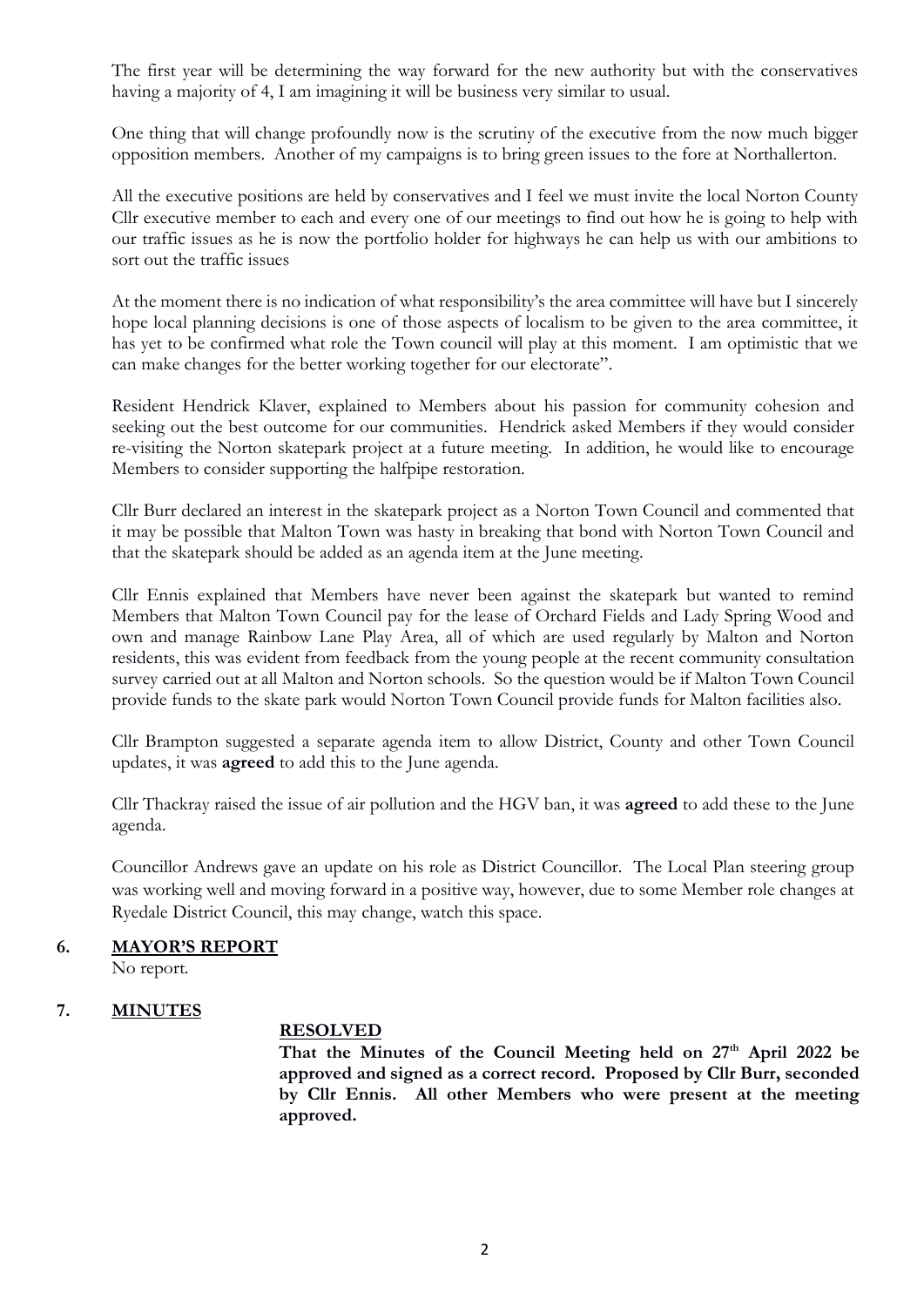The first year will be determining the way forward for the new authority but with the conservatives having a majority of 4, I am imagining it will be business very similar to usual.

One thing that will change profoundly now is the scrutiny of the executive from the now much bigger opposition members. Another of my campaigns is to bring green issues to the fore at Northallerton.

All the executive positions are held by conservatives and I feel we must invite the local Norton County Cllr executive member to each and every one of our meetings to find out how he is going to help with our traffic issues as he is now the portfolio holder for highways he can help us with our ambitions to sort out the traffic issues

At the moment there is no indication of what responsibility's the area committee will have but I sincerely hope local planning decisions is one of those aspects of localism to be given to the area committee, it has yet to be confirmed what role the Town council will play at this moment. I am optimistic that we can make changes for the better working together for our electorate".

Resident Hendrick Klaver, explained to Members about his passion for community cohesion and seeking out the best outcome for our communities. Hendrick asked Members if they would consider re-visiting the Norton skatepark project at a future meeting. In addition, he would like to encourage Members to consider supporting the halfpipe restoration.

Cllr Burr declared an interest in the skatepark project as a Norton Town Council and commented that it may be possible that Malton Town was hasty in breaking that bond with Norton Town Council and that the skatepark should be added as an agenda item at the June meeting.

Cllr Ennis explained that Members have never been against the skatepark but wanted to remind Members that Malton Town Council pay for the lease of Orchard Fields and Lady Spring Wood and own and manage Rainbow Lane Play Area, all of which are used regularly by Malton and Norton residents, this was evident from feedback from the young people at the recent community consultation survey carried out at all Malton and Norton schools. So the question would be if Malton Town Council provide funds to the skate park would Norton Town Council provide funds for Malton facilities also.

Cllr Brampton suggested a separate agenda item to allow District, County and other Town Council updates, it was **agreed** to add this to the June agenda.

Cllr Thackray raised the issue of air pollution and the HGV ban, it was **agreed** to add these to the June agenda.

Councillor Andrews gave an update on his role as District Councillor. The Local Plan steering group was working well and moving forward in a positive way, however, due to some Member role changes at Ryedale District Council, this may change, watch this space.

## 6. MAYOR'S REPORT

No report.

## 7. MINUTES

**RESOLVED**

**That the Minutes of the Council Meeting held on 27th April 2022 be approved and signed as a correct record. Proposed by Cllr Burr, seconded by Cllr Ennis. All other Members who were present at the meeting approved.**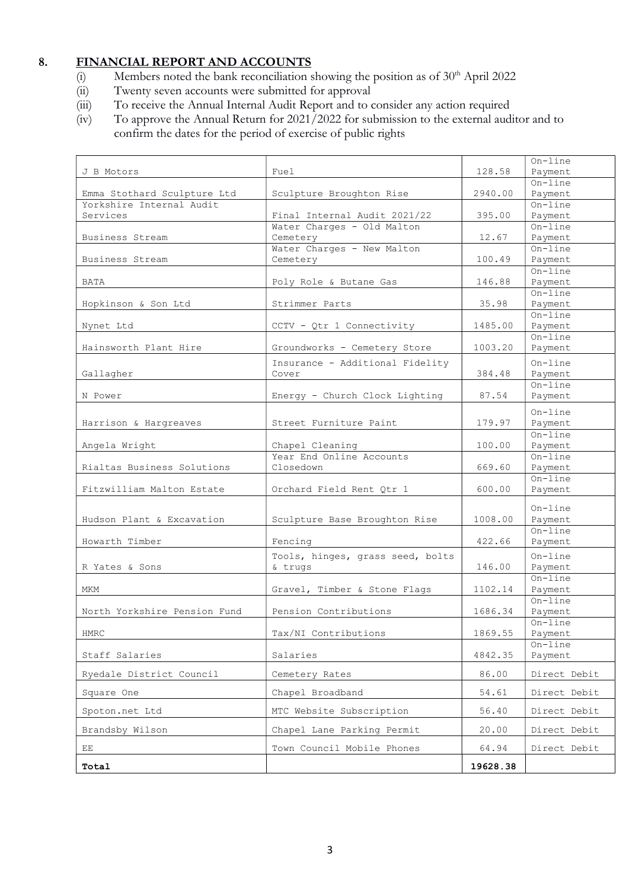## 8. FINANCIAL REPORT AND ACCOUNTS

(i) Members noted the bank reconciliation showing the position as of 30th April 2022

(ii) Twenty seven accounts were submitted for approval

(iii) To receive the Annual Internal Audit Report and to consider any action required

(iv) To approve the Annual Return for 2021/2022 for submission to the external auditor and to confirm the dates for the period of exercise of public rights

| | | | |
|---|---|---|---|
| J B Motors | Fuel | 128.58 | On-line Payment |
| Emma Stothard Sculpture Ltd | Sculpture Broughton Rise | 2940.00 | On-line Payment |
| Yorkshire Internal Audit Services | Final Internal Audit 2021/22 | 395.00 | On-line Payment |
| Business Stream | Water Charges - Old Malton Cemetery | 12.67 | On-line Payment |
| Business Stream | Water Charges - New Malton Cemetery | 100.49 | On-line Payment |
| BATA | Poly Role & Butane Gas | 146.88 | On-line Payment |
| Hopkinson & Son Ltd | Strimmer Parts | 35.98 | On-line Payment |
| Nynet Ltd | CCTV - Qtr 1 Connectivity | 1485.00 | On-line Payment |
| Hainsworth Plant Hire | Groundworks - Cemetery Store | 1003.20 | On-line Payment |
| Gallagher | Insurance - Additional Fidelity Cover | 384.48 | On-line Payment |
| N Power | Energy - Church Clock Lighting | 87.54 | On-line Payment |
| Harrison & Hargreaves | Street Furniture Paint | 179.97 | On-line Payment |
| Angela Wright | Chapel Cleaning | 100.00 | On-line Payment |
| Rialtas Business Solutions | Year End Online Accounts Closedown | 669.60 | On-line Payment |
| Fitzwilliam Malton Estate | Orchard Field Rent Qtr 1 | 600.00 | On-line Payment |
| Hudson Plant & Excavation | Sculpture Base Broughton Rise | 1008.00 | On-line Payment |
| Howarth Timber | Fencing | 422.66 | On-line Payment |
| R Yates & Sons | Tools, hinges, grass seed, bolts & trugs | 146.00 | On-line Payment |
| MKM | Gravel, Timber & Stone Flags | 1102.14 | On-line Payment |
| North Yorkshire Pension Fund | Pension Contributions | 1686.34 | On-line Payment |
| HMRC | Tax/NI Contributions | 1869.55 | On-line Payment |
| Staff Salaries | Salaries | 4842.35 | On-line Payment |
| Ryedale District Council | Cemetery Rates | 86.00 | Direct Debit |
| Square One | Chapel Broadband | 54.61 | Direct Debit |
| Spoton.net Ltd | MTC Website Subscription | 56.40 | Direct Debit |
| Brandsby Wilson | Chapel Lane Parking Permit | 20.00 | Direct Debit |
| EE | Town Council Mobile Phones | 64.94 | Direct Debit |
| **Total** | | **19628.38** | |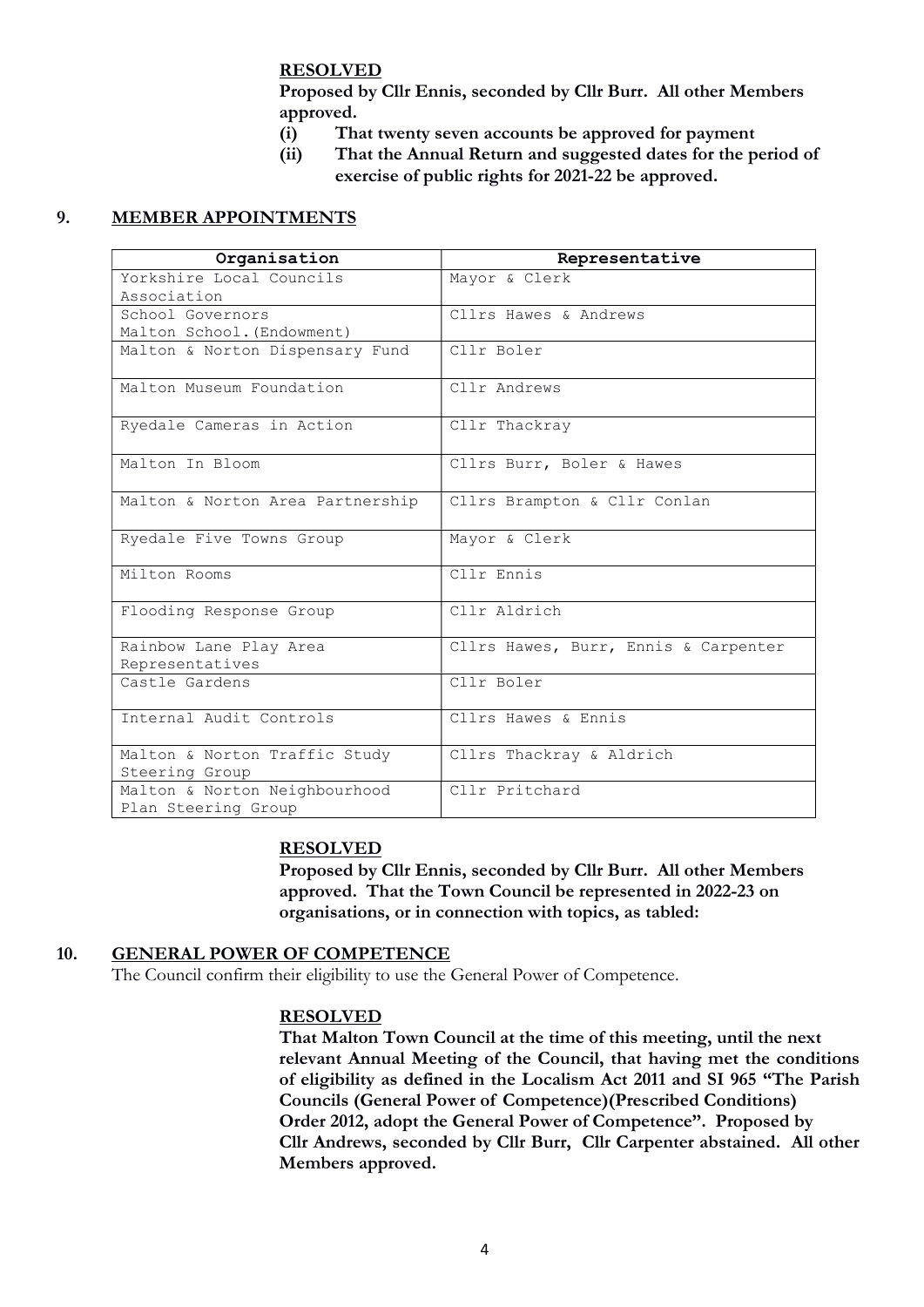**RESOLVED**

**Proposed by Cllr Ennis, seconded by Cllr Burr. All other Members approved.**

**(i) That twenty seven accounts be approved for payment**

**(ii) That the Annual Return and suggested dates for the period of exercise of public rights for 2021-22 be approved.**

## 9. MEMBER APPOINTMENTS

| Organisation | Representative |
| --- | --- |
| Yorkshire Local Councils Association | Mayor & Clerk |
| School Governors Malton School.(Endowment) | Cllrs Hawes & Andrews |
| Malton & Norton Dispensary Fund | Cllr Boler |
| Malton Museum Foundation | Cllr Andrews |
| Ryedale Cameras in Action | Cllr Thackray |
| Malton In Bloom | Cllrs Burr, Boler & Hawes |
| Malton & Norton Area Partnership | Cllrs Brampton & Cllr Conlan |
| Ryedale Five Towns Group | Mayor & Clerk |
| Milton Rooms | Cllr Ennis |
| Flooding Response Group | Cllr Aldrich |
| Rainbow Lane Play Area Representatives | Cllrs Hawes, Burr, Ennis & Carpenter |
| Castle Gardens | Cllr Boler |
| Internal Audit Controls | Cllrs Hawes & Ennis |
| Malton & Norton Traffic Study Steering Group | Cllrs Thackray & Aldrich |
| Malton & Norton Neighbourhood Plan Steering Group | Cllr Pritchard |

**RESOLVED**

**Proposed by Cllr Ennis, seconded by Cllr Burr. All other Members approved. That the Town Council be represented in 2022-23 on organisations, or in connection with topics, as tabled:**

## 10. GENERAL POWER OF COMPETENCE

The Council confirm their eligibility to use the General Power of Competence.

**RESOLVED**

**That Malton Town Council at the time of this meeting, until the next relevant Annual Meeting of the Council, that having met the conditions of eligibility as defined in the Localism Act 2011 and SI 965 "The Parish Councils (General Power of Competence)(Prescribed Conditions) Order 2012, adopt the General Power of Competence". Proposed by Cllr Andrews, seconded by Cllr Burr, Cllr Carpenter abstained. All other Members approved.**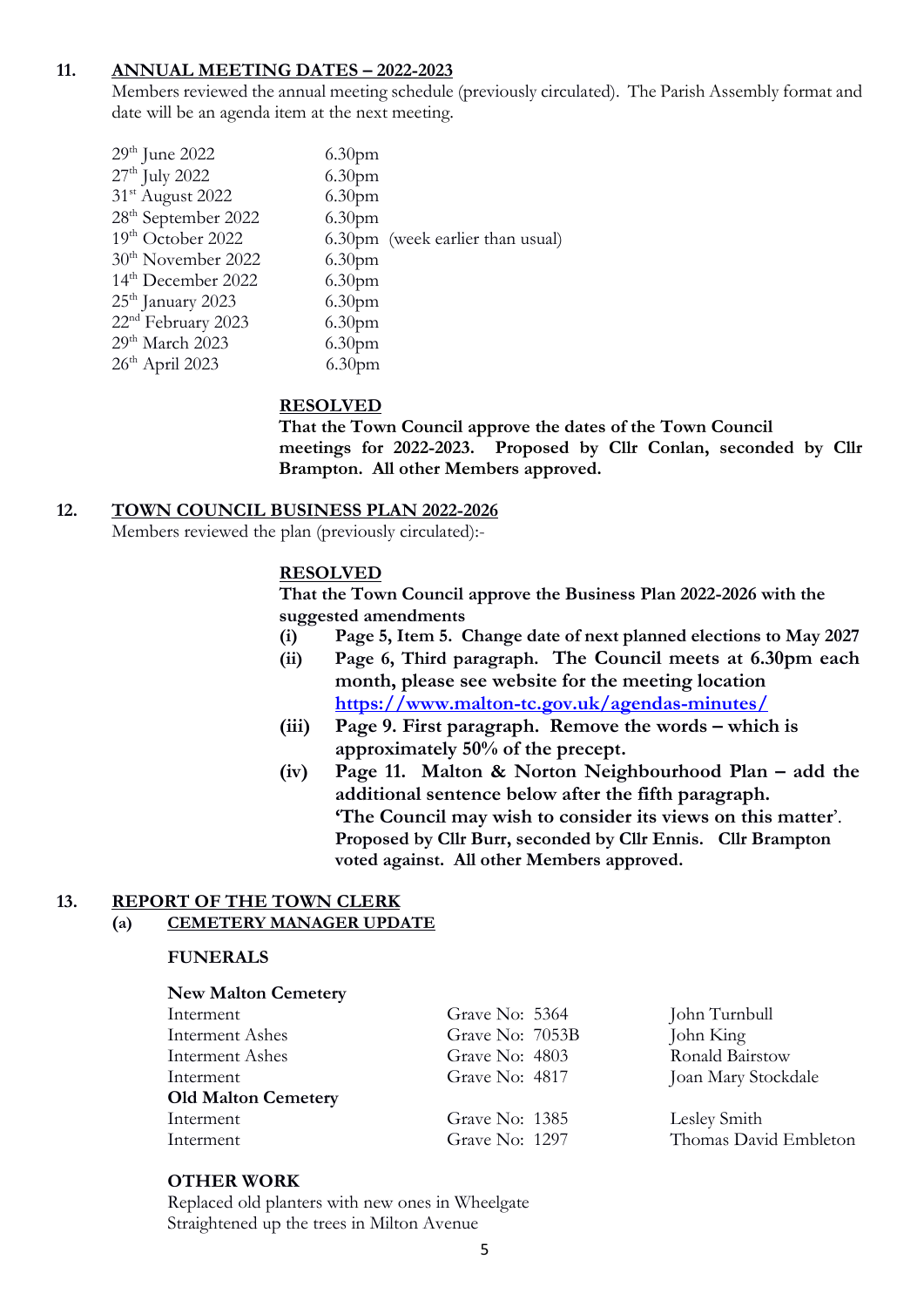## 11. ANNUAL MEETING DATES – 2022-2023

Members reviewed the annual meeting schedule (previously circulated). The Parish Assembly format and date will be an agenda item at the next meeting.

| | | |
|---|---|---|
| 29th June 2022 | 6.30pm | |
| 27th July 2022 | 6.30pm | |
| 31st August 2022 | 6.30pm | |
| 28th September 2022 | 6.30pm | |
| 19th October 2022 | 6.30pm | (week earlier than usual) |
| 30th November 2022 | 6.30pm | |
| 14th December 2022 | 6.30pm | |
| 25th January 2023 | 6.30pm | |
| 22nd February 2023 | 6.30pm | |
| 29th March 2023 | 6.30pm | |
| 26th April 2023 | 6.30pm | |

**RESOLVED**

**That the Town Council approve the dates of the Town Council meetings for 2022-2023. Proposed by Cllr Conlan, seconded by Cllr Brampton. All other Members approved.**

## 12. TOWN COUNCIL BUSINESS PLAN 2022-2026

Members reviewed the plan (previously circulated):-

**RESOLVED**

**That the Town Council approve the Business Plan 2022-2026 with the suggested amendments**

- **(i) Page 5, Item 5. Change date of next planned elections to May 2027**
- **(ii) Page 6, Third paragraph. The Council meets at 6.30pm each month, please see website for the meeting location https://www.malton-tc.gov.uk/agendas-minutes/**
- **(iii) Page 9. First paragraph. Remove the words – which is approximately 50% of the precept.**
- **(iv) Page 11. Malton & Norton Neighbourhood Plan – add the additional sentence below after the fifth paragraph. 'The Council may wish to consider its views on this matter'. Proposed by Cllr Burr, seconded by Cllr Ennis. Cllr Brampton voted against. All other Members approved.**

## 13. REPORT OF THE TOWN CLERK

### (a) CEMETERY MANAGER UPDATE

**FUNERALS**

| | | |
|---|---|---|
| **New Malton Cemetery** | | |
| Interment | Grave No: 5364 | John Turnbull |
| Interment Ashes | Grave No: 7053B | John King |
| Interment Ashes | Grave No: 4803 | Ronald Bairstow |
| Interment | Grave No: 4817 | Joan Mary Stockdale |
| **Old Malton Cemetery** | | |
| Interment | Grave No: 1385 | Lesley Smith |
| Interment | Grave No: 1297 | Thomas David Embleton |

**OTHER WORK**

Replaced old planters with new ones in Wheelgate
Straightened up the trees in Milton Avenue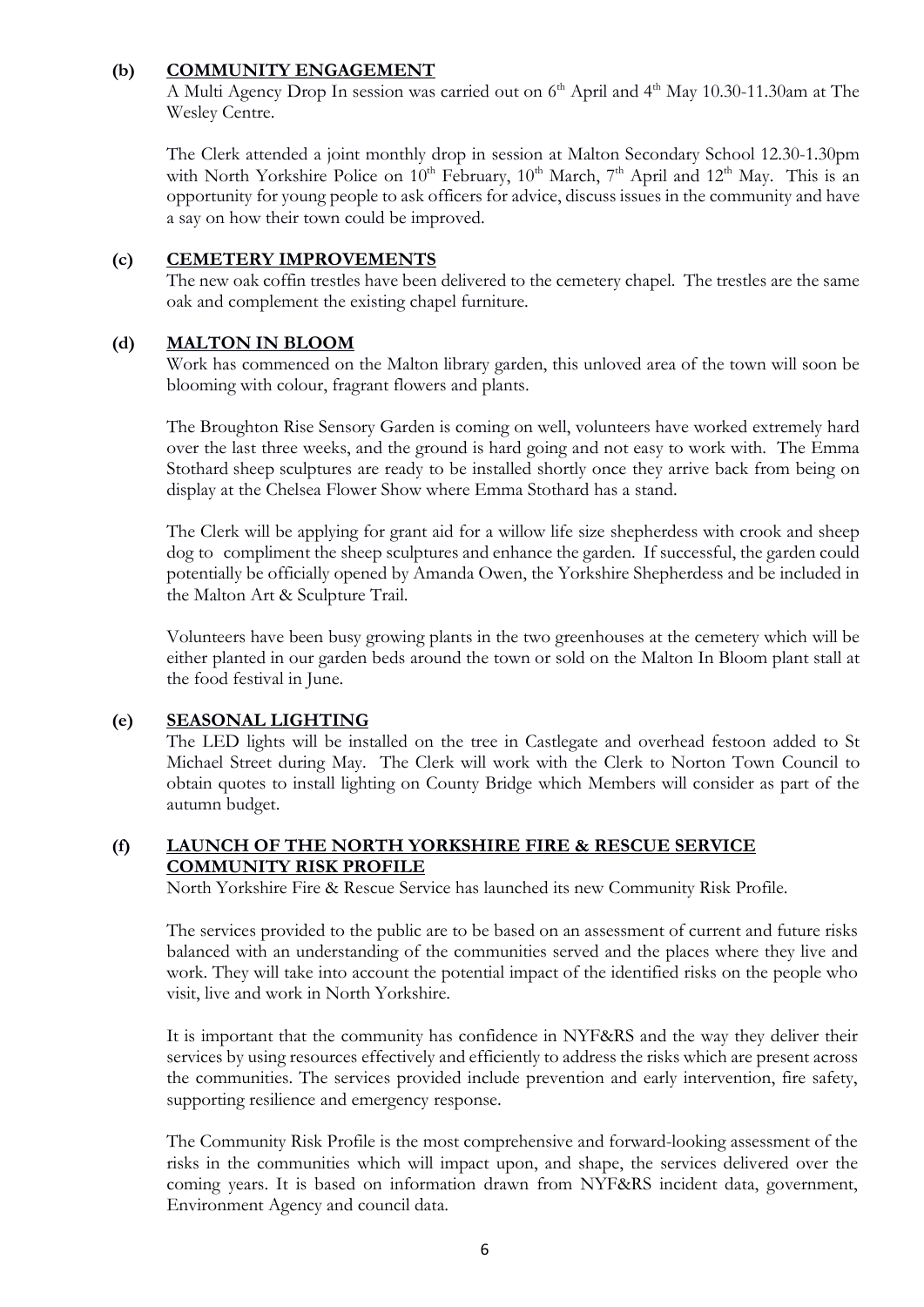**(b) COMMUNITY ENGAGEMENT**

A Multi Agency Drop In session was carried out on 6th April and 4th May 10.30-11.30am at The Wesley Centre.

The Clerk attended a joint monthly drop in session at Malton Secondary School 12.30-1.30pm with North Yorkshire Police on 10th February, 10th March, 7th April and 12th May. This is an opportunity for young people to ask officers for advice, discuss issues in the community and have a say on how their town could be improved.

**(c) CEMETERY IMPROVEMENTS**

The new oak coffin trestles have been delivered to the cemetery chapel. The trestles are the same oak and complement the existing chapel furniture.

**(d) MALTON IN BLOOM**

Work has commenced on the Malton library garden, this unloved area of the town will soon be blooming with colour, fragrant flowers and plants.

The Broughton Rise Sensory Garden is coming on well, volunteers have worked extremely hard over the last three weeks, and the ground is hard going and not easy to work with. The Emma Stothard sheep sculptures are ready to be installed shortly once they arrive back from being on display at the Chelsea Flower Show where Emma Stothard has a stand.

The Clerk will be applying for grant aid for a willow life size shepherdess with crook and sheep dog to compliment the sheep sculptures and enhance the garden. If successful, the garden could potentially be officially opened by Amanda Owen, the Yorkshire Shepherdess and be included in the Malton Art & Sculpture Trail.

Volunteers have been busy growing plants in the two greenhouses at the cemetery which will be either planted in our garden beds around the town or sold on the Malton In Bloom plant stall at the food festival in June.

**(e) SEASONAL LIGHTING**

The LED lights will be installed on the tree in Castlegate and overhead festoon added to St Michael Street during May. The Clerk will work with the Clerk to Norton Town Council to obtain quotes to install lighting on County Bridge which Members will consider as part of the autumn budget.

**(f) LAUNCH OF THE NORTH YORKSHIRE FIRE & RESCUE SERVICE COMMUNITY RISK PROFILE**

North Yorkshire Fire & Rescue Service has launched its new Community Risk Profile.

The services provided to the public are to be based on an assessment of current and future risks balanced with an understanding of the communities served and the places where they live and work. They will take into account the potential impact of the identified risks on the people who visit, live and work in North Yorkshire.

It is important that the community has confidence in NYF&RS and the way they deliver their services by using resources effectively and efficiently to address the risks which are present across the communities. The services provided include prevention and early intervention, fire safety, supporting resilience and emergency response.

The Community Risk Profile is the most comprehensive and forward-looking assessment of the risks in the communities which will impact upon, and shape, the services delivered over the coming years. It is based on information drawn from NYF&RS incident data, government, Environment Agency and council data.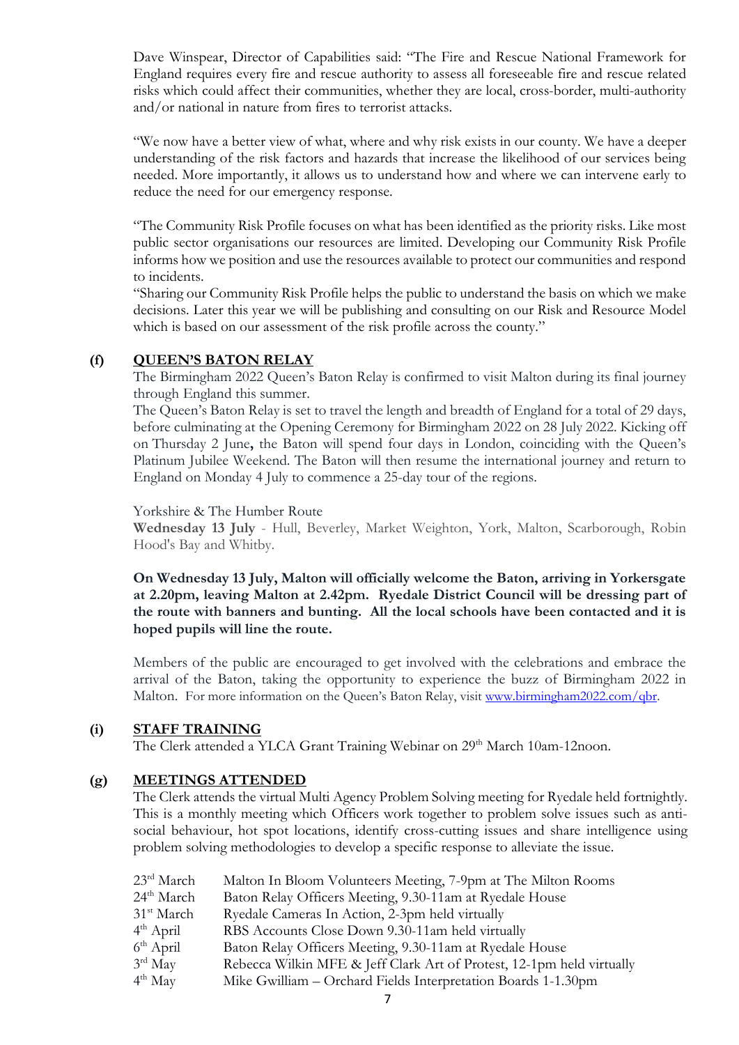Dave Winspear, Director of Capabilities said: "The Fire and Rescue National Framework for England requires every fire and rescue authority to assess all foreseeable fire and rescue related risks which could affect their communities, whether they are local, cross-border, multi-authority and/or national in nature from fires to terrorist attacks.

"We now have a better view of what, where and why risk exists in our county. We have a deeper understanding of the risk factors and hazards that increase the likelihood of our services being needed. More importantly, it allows us to understand how and where we can intervene early to reduce the need for our emergency response.

"The Community Risk Profile focuses on what has been identified as the priority risks. Like most public sector organisations our resources are limited. Developing our Community Risk Profile informs how we position and use the resources available to protect our communities and respond to incidents.

"Sharing our Community Risk Profile helps the public to understand the basis on which we make decisions. Later this year we will be publishing and consulting on our Risk and Resource Model which is based on our assessment of the risk profile across the county."

**(f) QUEEN'S BATON RELAY**

The Birmingham 2022 Queen's Baton Relay is confirmed to visit Malton during its final journey through England this summer.

The Queen's Baton Relay is set to travel the length and breadth of England for a total of 29 days, before culminating at the Opening Ceremony for Birmingham 2022 on 28 July 2022. Kicking off on Thursday 2 June**,** the Baton will spend four days in London, coinciding with the Queen's Platinum Jubilee Weekend. The Baton will then resume the international journey and return to England on Monday 4 July to commence a 25-day tour of the regions.

Yorkshire & The Humber Route

**Wednesday 13 July** - Hull, Beverley, Market Weighton, York, Malton, Scarborough, Robin Hood's Bay and Whitby.

**On Wednesday 13 July, Malton will officially welcome the Baton, arriving in Yorkersgate at 2.20pm, leaving Malton at 2.42pm. Ryedale District Council will be dressing part of the route with banners and bunting. All the local schools have been contacted and it is hoped pupils will line the route.**

Members of the public are encouraged to get involved with the celebrations and embrace the arrival of the Baton, taking the opportunity to experience the buzz of Birmingham 2022 in Malton. For more information on the Queen's Baton Relay, visit [www.birmingham2022.com/qbr](www.birmingham2022.com/qbr).

**(i) STAFF TRAINING**

The Clerk attended a YLCA Grant Training Webinar on 29th March 10am-12noon.

**(g) MEETINGS ATTENDED**

The Clerk attends the virtual Multi Agency Problem Solving meeting for Ryedale held fortnightly. This is a monthly meeting which Officers work together to problem solve issues such as anti-social behaviour, hot spot locations, identify cross-cutting issues and share intelligence using problem solving methodologies to develop a specific response to alleviate the issue.

| | |
|---|---|
| 23rd March | Malton In Bloom Volunteers Meeting, 7-9pm at The Milton Rooms |
| 24th March | Baton Relay Officers Meeting, 9.30-11am at Ryedale House |
| 31st March | Ryedale Cameras In Action, 2-3pm held virtually |
| 4th April | RBS Accounts Close Down 9.30-11am held virtually |
| 6th April | Baton Relay Officers Meeting, 9.30-11am at Ryedale House |
| 3rd May | Rebecca Wilkin MFE & Jeff Clark Art of Protest, 12-1pm held virtually |
| 4th May | Mike Gwilliam – Orchard Fields Interpretation Boards 1-1.30pm |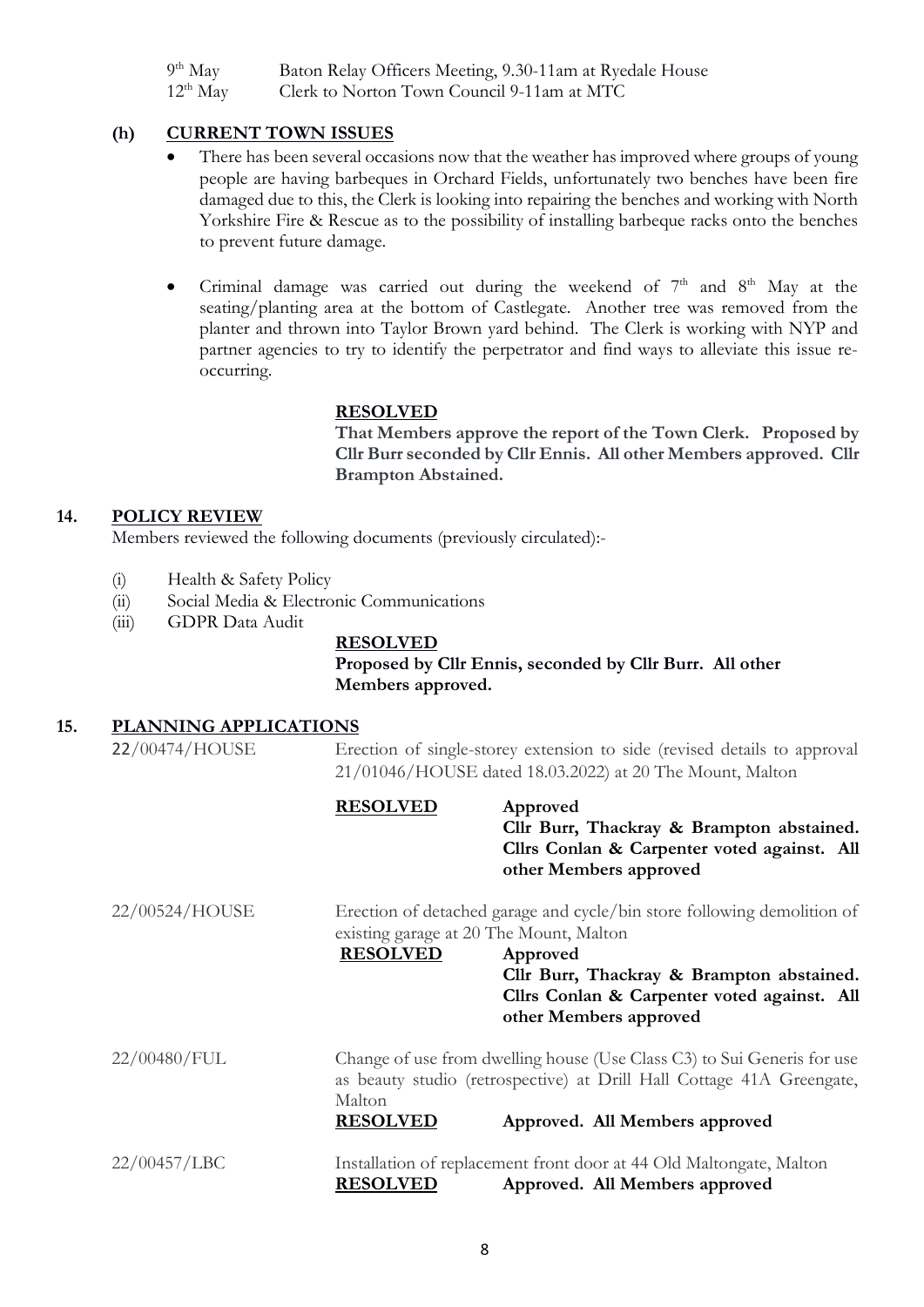| | |
|---|---|
| 9th May | Baton Relay Officers Meeting, 9.30-11am at Ryedale House |
| 12th May | Clerk to Norton Town Council 9-11am at MTC |

### (h) CURRENT TOWN ISSUES

- There has been several occasions now that the weather has improved where groups of young people are having barbeques in Orchard Fields, unfortunately two benches have been fire damaged due to this, the Clerk is looking into repairing the benches and working with North Yorkshire Fire & Rescue as to the possibility of installing barbeque racks onto the benches to prevent future damage.
- Criminal damage was carried out during the weekend of 7th and 8th May at the seating/planting area at the bottom of Castlegate. Another tree was removed from the planter and thrown into Taylor Brown yard behind. The Clerk is working with NYP and partner agencies to try to identify the perpetrator and find ways to alleviate this issue re-occurring.

**RESOLVED**

**That Members approve the report of the Town Clerk. Proposed by Cllr Burr seconded by Cllr Ennis. All other Members approved. Cllr Brampton Abstained.**

## 14. POLICY REVIEW

Members reviewed the following documents (previously circulated):-

(i) Health & Safety Policy
(ii) Social Media & Electronic Communications
(iii) GDPR Data Audit

**RESOLVED**

**Proposed by Cllr Ennis, seconded by Cllr Burr. All other Members approved.**

## 15. PLANNING APPLICATIONS

22/00474/HOUSE — Erection of single-storey extension to side (revised details to approval 21/01046/HOUSE dated 18.03.2022) at 20 The Mount, Malton

**RESOLVED** — **Approved**
**Cllr Burr, Thackray & Brampton abstained. Cllrs Conlan & Carpenter voted against. All other Members approved**

22/00524/HOUSE — Erection of detached garage and cycle/bin store following demolition of existing garage at 20 The Mount, Malton

**RESOLVED** — **Approved**
**Cllr Burr, Thackray & Brampton abstained. Cllrs Conlan & Carpenter voted against. All other Members approved**

22/00480/FUL — Change of use from dwelling house (Use Class C3) to Sui Generis for use as beauty studio (retrospective) at Drill Hall Cottage 41A Greengate, Malton

**RESOLVED** — **Approved. All Members approved**

22/00457/LBC — Installation of replacement front door at 44 Old Maltongate, Malton

**RESOLVED** — **Approved. All Members approved**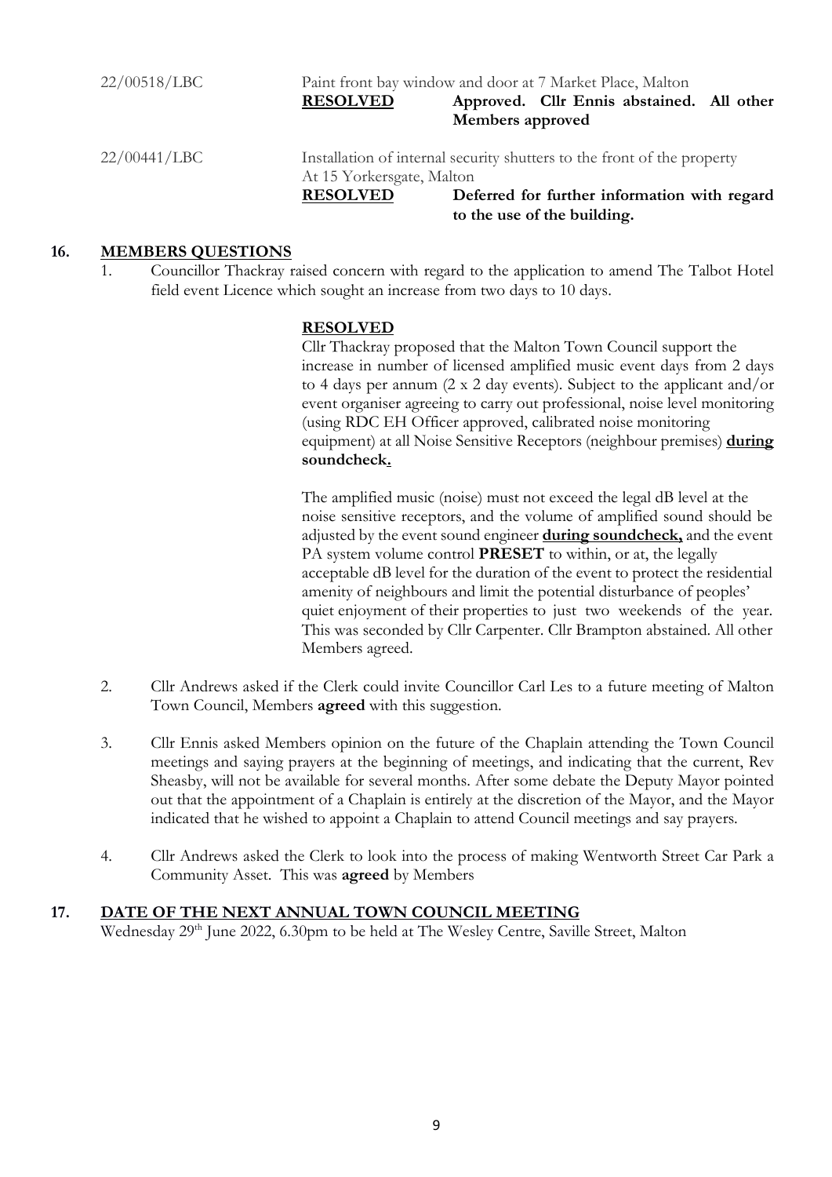22/00518/LBC

Paint front bay window and door at 7 Market Place, Malton

**RESOLVED** **Approved. Cllr Ennis abstained. All other Members approved**

22/00441/LBC

Installation of internal security shutters to the front of the property At 15 Yorkersgate, Malton

**RESOLVED** **Deferred for further information with regard to the use of the building.**

## 16. MEMBERS QUESTIONS

1. Councillor Thackray raised concern with regard to the application to amend The Talbot Hotel field event Licence which sought an increase from two days to 10 days.

   **RESOLVED**

   Cllr Thackray proposed that the Malton Town Council support the increase in number of licensed amplified music event days from 2 days to 4 days per annum (2 x 2 day events). Subject to the applicant and/or event organiser agreeing to carry out professional, noise level monitoring (using RDC EH Officer approved, calibrated noise monitoring equipment) at all Noise Sensitive Receptors (neighbour premises) **during soundcheck.**

   The amplified music (noise) must not exceed the legal dB level at the noise sensitive receptors, and the volume of amplified sound should be adjusted by the event sound engineer **during soundcheck,** and the event PA system volume control **PRESET** to within, or at, the legally acceptable dB level for the duration of the event to protect the residential amenity of neighbours and limit the potential disturbance of peoples' quiet enjoyment of their properties to just two weekends of the year. This was seconded by Cllr Carpenter. Cllr Brampton abstained. All other Members agreed.

2. Cllr Andrews asked if the Clerk could invite Councillor Carl Les to a future meeting of Malton Town Council, Members **agreed** with this suggestion.

3. Cllr Ennis asked Members opinion on the future of the Chaplain attending the Town Council meetings and saying prayers at the beginning of meetings, and indicating that the current, Rev Sheasby, will not be available for several months. After some debate the Deputy Mayor pointed out that the appointment of a Chaplain is entirely at the discretion of the Mayor, and the Mayor indicated that he wished to appoint a Chaplain to attend Council meetings and say prayers.

4. Cllr Andrews asked the Clerk to look into the process of making Wentworth Street Car Park a Community Asset. This was **agreed** by Members

## 17. DATE OF THE NEXT ANNUAL TOWN COUNCIL MEETING

Wednesday 29th June 2022, 6.30pm to be held at The Wesley Centre, Saville Street, Malton